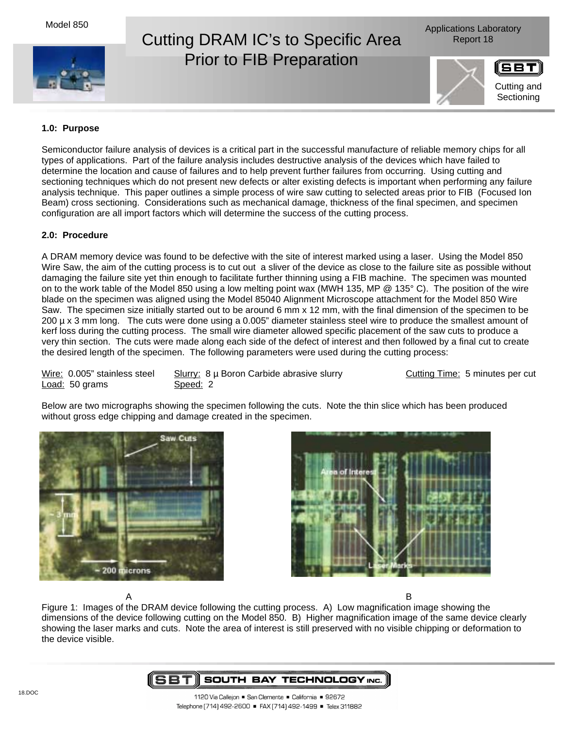Model 850

# Cutting DRAM IC's to Specific Area Prior to FIB Preparation

Applications Laboratory Report 18

Cutting and Sectioning

### 1.0: Purpose

Semiconductor failure analysis of devices is a critical part in the successful manufacture of reliable memory chips for all types of applications. Part of the failure analysis includes destructive analysis of the devices which have failed to determine the location and cause of failures and to help prevent further failures from occurring. Using cutting and sectioning techniques which do not present new defects or alter existing defects is important when performing any failure analysis technique. This paper outlines a simple process of wire saw cutting to selected areas prior to FIB (Focused Ion Beam) cross sectioning. Considerations such as mechanical damage, thickness of the final specimen, and specimen configuration are all import factors which will determine the success of the cutting process.

### 2.0: Procedure

A DRAM memory device was found to be defective with the site of interest marked using a laser. Using the Model 850 Wire Saw, the aim of the cutting process is to cut out a sliver of the device as close to the failure site as possible without damaging the failure site yet thin enough to facilitate further thinning using a FIB machine. The specimen was mounted on to the work table of the Model 850 using a low melting point wax (MWH 135, MP @ 135° C). The position of the wire blade on the specimen was aligned using the Model 85040 Alignment Microscope attachment for the Model 850 Wire Saw. The specimen size initially started out to be around 6 mm x 12 mm, with the final dimension of the specimen to be 200 µ x 3 mm long. The cuts were done using a 0.005" diameter stainless steel wire to produce the smallest amount of kerf loss during the cutting process. The small wire diameter allowed specific placement of the saw cuts to produce a very thin section. The cuts were made along each side of the defect of interest and then followed by a final cut to create the desired length of the specimen. The following parameters were used during the cutting process:

Wire: 0.005" stainless steel
Load: 50 grams
Slurry: 8 µ Boron Carbide abrasive slurry
Speed: 2
Cutting Time: 5 minutes per cut

Below are two micrographs showing the specimen following the cuts. Note the thin slice which has been produced without gross edge chipping and damage created in the specimen.

A B

Figure 1: Images of the DRAM device following the cutting process. A) Low magnification image showing the dimensions of the device following cutting on the Model 850. B) Higher magnification image of the same device clearly showing the laser marks and cuts. Note the area of interest is still preserved with no visible chipping or deformation to the device visible.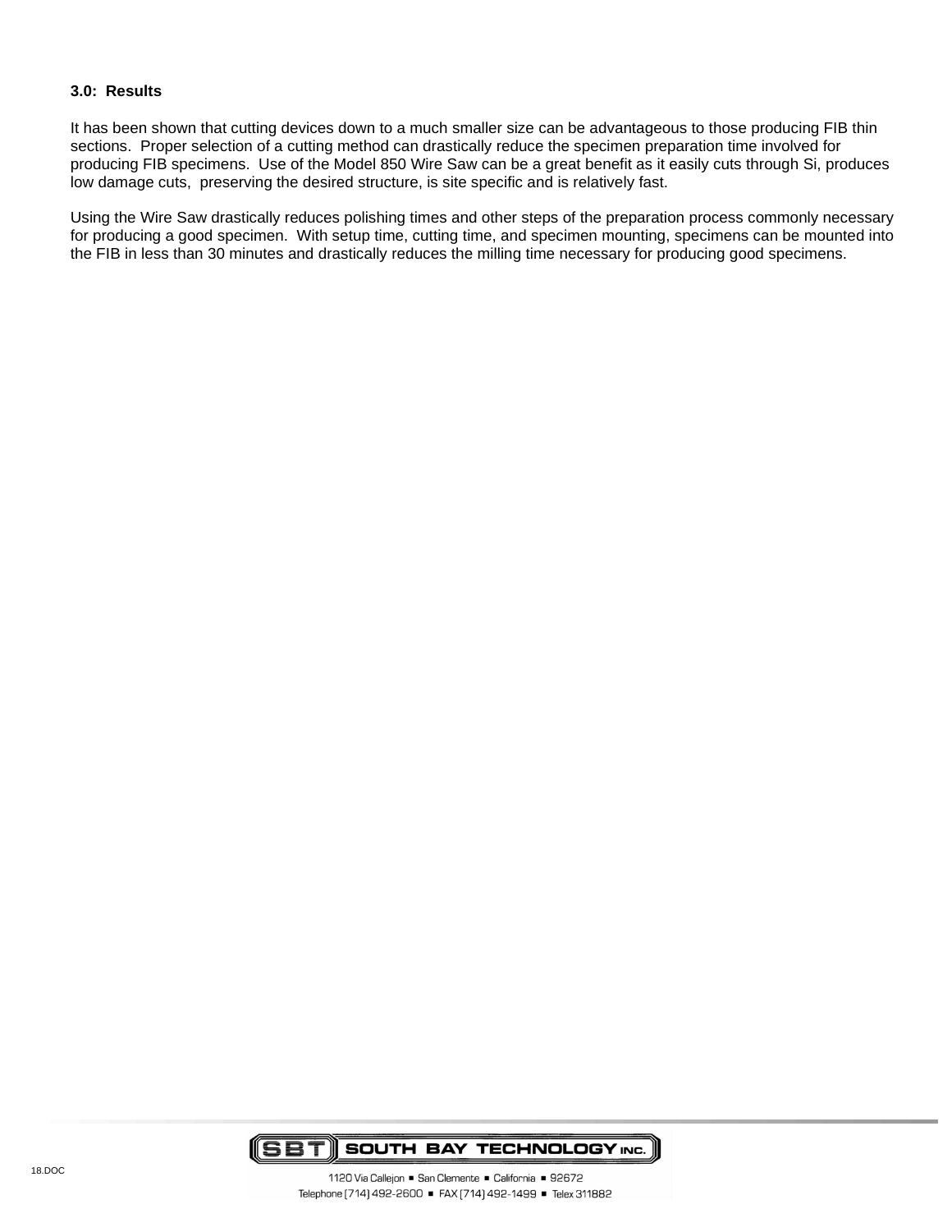### 3.0: Results

It has been shown that cutting devices down to a much smaller size can be advantageous to those producing FIB thin sections. Proper selection of a cutting method can drastically reduce the specimen preparation time involved for producing FIB specimens. Use of the Model 850 Wire Saw can be a great benefit as it easily cuts through Si, produces low damage cuts, preserving the desired structure, is site specific and is relatively fast.

Using the Wire Saw drastically reduces polishing times and other steps of the preparation process commonly necessary for producing a good specimen. With setup time, cutting time, and specimen mounting, specimens can be mounted into the FIB in less than 30 minutes and drastically reduces the milling time necessary for producing good specimens.